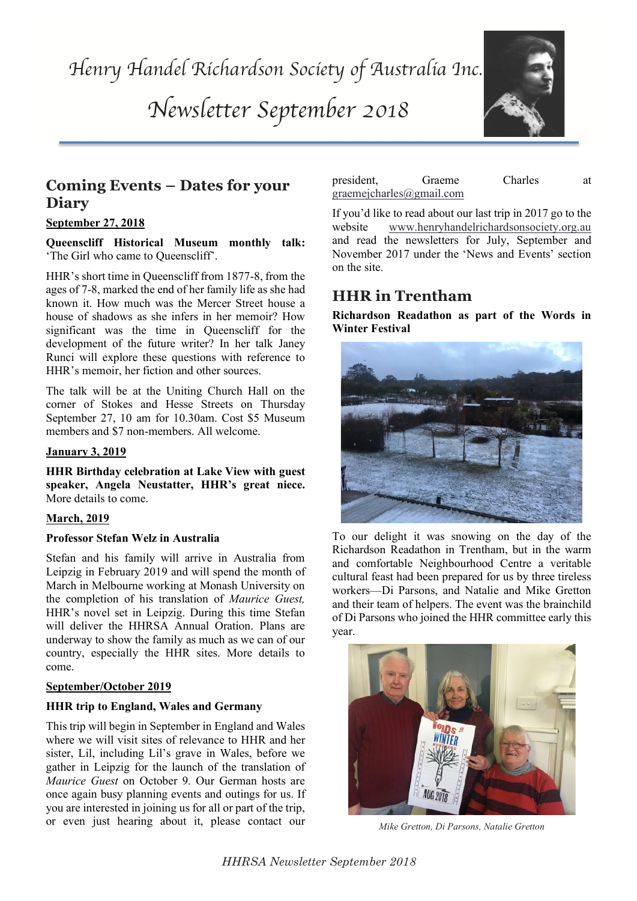# Henry Handel Richardson Society of Australia Inc.

# Newsletter September 2018

## Coming Events – Dates for your Diary

**September 27, 2018**

**Queenscliff Historical Museum monthly talk:** 'The Girl who came to Queenscliff'.

HHR's short time in Queenscliff from 1877-8, from the ages of 7-8, marked the end of her family life as she had known it. How much was the Mercer Street house a house of shadows as she infers in her memoir? How significant was the time in Queenscliff for the development of the future writer? In her talk Janey Runci will explore these questions with reference to HHR's memoir, her fiction and other sources.

The talk will be at the Uniting Church Hall on the corner of Stokes and Hesse Streets on Thursday September 27, 10 am for 10.30am. Cost $5 Museum members and $7 non-members. All welcome.

**January 3, 2019**

**HHR Birthday celebration at Lake View with guest speaker, Angela Neustatter, HHR's great niece.** More details to come.

**March, 2019**

**Professor Stefan Welz in Australia**

Stefan and his family will arrive in Australia from Leipzig in February 2019 and will spend the month of March in Melbourne working at Monash University on the completion of his translation of *Maurice Guest,* HHR's novel set in Leipzig. During this time Stefan will deliver the HHRSA Annual Oration. Plans are underway to show the family as much as we can of our country, especially the HHR sites. More details to come.

**September/October 2019**

**HHR trip to England, Wales and Germany**

This trip will begin in September in England and Wales where we will visit sites of relevance to HHR and her sister, Lil, including Lil's grave in Wales, before we gather in Leipzig for the launch of the translation of *Maurice Guest* on October 9*.* Our German hosts are once again busy planning events and outings for us. If you are interested in joining us for all or part of the trip, or even just hearing about it, please contact our president, Graeme Charles at graemejcharles@gmail.com

If you'd like to read about our last trip in 2017 go to the website www.henryhandelrichardsonsociety.org.au and read the newsletters for July, September and November 2017 under the 'News and Events' section on the site.

## HHR in Trentham

**Richardson Readathon as part of the Words in Winter Festival**

To our delight it was snowing on the day of the Richardson Readathon in Trentham, but in the warm and comfortable Neighbourhood Centre a veritable cultural feast had been prepared for us by three tireless workers—Di Parsons, and Natalie and Mike Gretton and their team of helpers. The event was the brainchild of Di Parsons who joined the HHR committee early this year.

*Mike Gretton, Di Parsons, Natalie Gretton*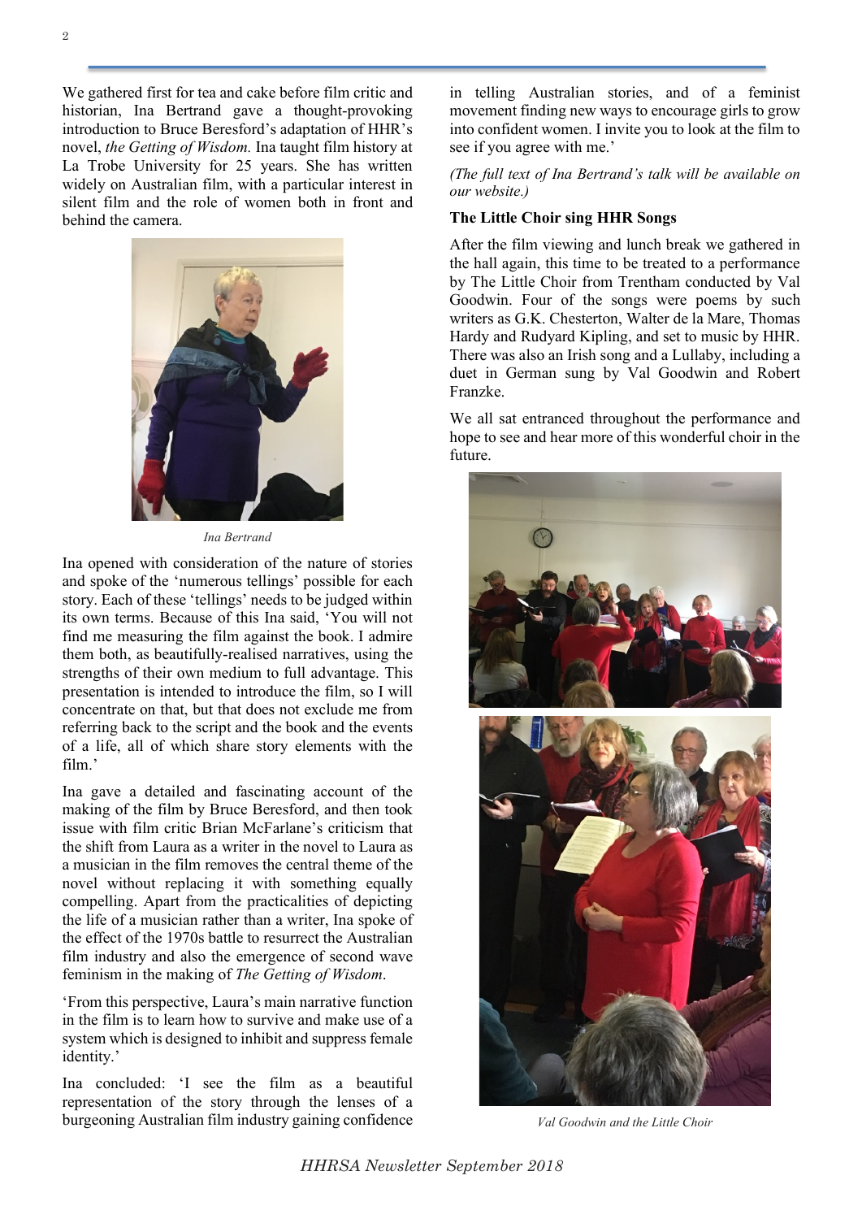We gathered first for tea and cake before film critic and historian, Ina Bertrand gave a thought-provoking introduction to Bruce Beresford's adaptation of HHR's novel, *the Getting of Wisdom.* Ina taught film history at La Trobe University for 25 years. She has written widely on Australian film, with a particular interest in silent film and the role of women both in front and behind the camera.

*Ina Bertrand*

Ina opened with consideration of the nature of stories and spoke of the 'numerous tellings' possible for each story. Each of these 'tellings' needs to be judged within its own terms. Because of this Ina said, 'You will not find me measuring the film against the book. I admire them both, as beautifully-realised narratives, using the strengths of their own medium to full advantage. This presentation is intended to introduce the film, so I will concentrate on that, but that does not exclude me from referring back to the script and the book and the events of a life, all of which share story elements with the film.'

Ina gave a detailed and fascinating account of the making of the film by Bruce Beresford, and then took issue with film critic Brian McFarlane's criticism that the shift from Laura as a writer in the novel to Laura as a musician in the film removes the central theme of the novel without replacing it with something equally compelling. Apart from the practicalities of depicting the life of a musician rather than a writer, Ina spoke of the effect of the 1970s battle to resurrect the Australian film industry and also the emergence of second wave feminism in the making of *The Getting of Wisdom*.

'From this perspective, Laura's main narrative function in the film is to learn how to survive and make use of a system which is designed to inhibit and suppress female identity.'

Ina concluded: 'I see the film as a beautiful representation of the story through the lenses of a burgeoning Australian film industry gaining confidence in telling Australian stories, and of a feminist movement finding new ways to encourage girls to grow into confident women. I invite you to look at the film to see if you agree with me.'

*(The full text of Ina Bertrand's talk will be available on our website.)*

**The Little Choir sing HHR Songs**

After the film viewing and lunch break we gathered in the hall again, this time to be treated to a performance by The Little Choir from Trentham conducted by Val Goodwin. Four of the songs were poems by such writers as G.K. Chesterton, Walter de la Mare, Thomas Hardy and Rudyard Kipling, and set to music by HHR. There was also an Irish song and a Lullaby, including a duet in German sung by Val Goodwin and Robert Franzke.

We all sat entranced throughout the performance and hope to see and hear more of this wonderful choir in the future.

*Val Goodwin and the Little Choir*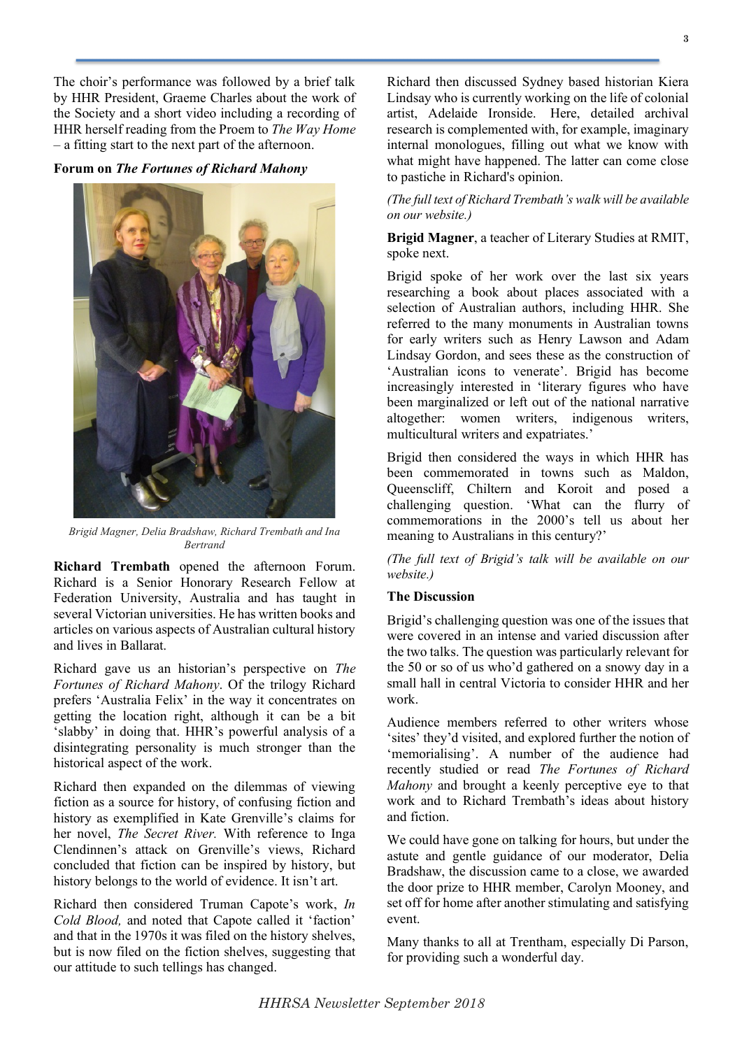The choir's performance was followed by a brief talk by HHR President, Graeme Charles about the work of the Society and a short video including a recording of HHR herself reading from the Proem to *The Way Home* – a fitting start to the next part of the afternoon.

**Forum on *The Fortunes of Richard Mahony***

*Brigid Magner, Delia Bradshaw, Richard Trembath and Ina Bertrand*

**Richard Trembath** opened the afternoon Forum. Richard is a Senior Honorary Research Fellow at Federation University, Australia and has taught in several Victorian universities. He has written books and articles on various aspects of Australian cultural history and lives in Ballarat.

Richard gave us an historian's perspective on *The Fortunes of Richard Mahony*. Of the trilogy Richard prefers 'Australia Felix' in the way it concentrates on getting the location right, although it can be a bit 'slabby' in doing that. HHR's powerful analysis of a disintegrating personality is much stronger than the historical aspect of the work.

Richard then expanded on the dilemmas of viewing fiction as a source for history, of confusing fiction and history as exemplified in Kate Grenville's claims for her novel, *The Secret River.* With reference to Inga Clendinnen's attack on Grenville's views, Richard concluded that fiction can be inspired by history, but history belongs to the world of evidence. It isn't art.

Richard then considered Truman Capote's work, *In Cold Blood,* and noted that Capote called it 'faction' and that in the 1970s it was filed on the history shelves, but is now filed on the fiction shelves, suggesting that our attitude to such tellings has changed.

Richard then discussed Sydney based historian Kiera Lindsay who is currently working on the life of colonial artist, Adelaide Ironside. Here, detailed archival research is complemented with, for example, imaginary internal monologues, filling out what we know with what might have happened. The latter can come close to pastiche in Richard's opinion.

*(The full text of Richard Trembath's walk will be available on our website.)*

**Brigid Magner**, a teacher of Literary Studies at RMIT, spoke next.

Brigid spoke of her work over the last six years researching a book about places associated with a selection of Australian authors, including HHR. She referred to the many monuments in Australian towns for early writers such as Henry Lawson and Adam Lindsay Gordon, and sees these as the construction of 'Australian icons to venerate'. Brigid has become increasingly interested in 'literary figures who have been marginalized or left out of the national narrative altogether: women writers, indigenous writers, multicultural writers and expatriates.'

Brigid then considered the ways in which HHR has been commemorated in towns such as Maldon, Queenscliff, Chiltern and Koroit and posed a challenging question. 'What can the flurry of commemorations in the 2000's tell us about her meaning to Australians in this century?'

*(The full text of Brigid's talk will be available on our website.)*

**The Discussion**

Brigid's challenging question was one of the issues that were covered in an intense and varied discussion after the two talks. The question was particularly relevant for the 50 or so of us who'd gathered on a snowy day in a small hall in central Victoria to consider HHR and her work.

Audience members referred to other writers whose 'sites' they'd visited, and explored further the notion of 'memorialising'. A number of the audience had recently studied or read *The Fortunes of Richard Mahony* and brought a keenly perceptive eye to that work and to Richard Trembath's ideas about history and fiction.

We could have gone on talking for hours, but under the astute and gentle guidance of our moderator, Delia Bradshaw, the discussion came to a close, we awarded the door prize to HHR member, Carolyn Mooney, and set off for home after another stimulating and satisfying event.

Many thanks to all at Trentham, especially Di Parson, for providing such a wonderful day.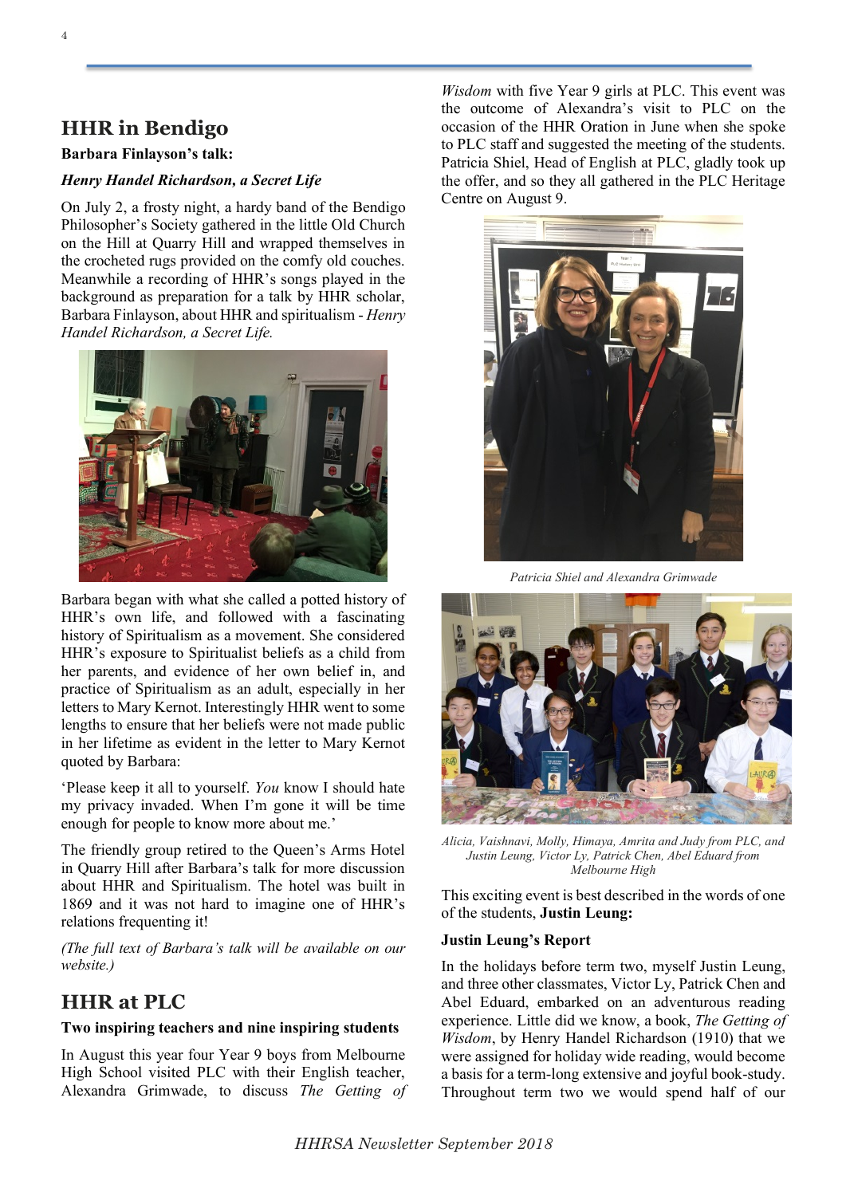## HHR in Bendigo

**Barbara Finlayson's talk:**

***Henry Handel Richardson, a Secret Life***

On July 2, a frosty night, a hardy band of the Bendigo Philosopher's Society gathered in the little Old Church on the Hill at Quarry Hill and wrapped themselves in the crocheted rugs provided on the comfy old couches. Meanwhile a recording of HHR's songs played in the background as preparation for a talk by HHR scholar, Barbara Finlayson, about HHR and spiritualism - *Henry Handel Richardson, a Secret Life.*

Barbara began with what she called a potted history of HHR's own life, and followed with a fascinating history of Spiritualism as a movement. She considered HHR's exposure to Spiritualist beliefs as a child from her parents, and evidence of her own belief in, and practice of Spiritualism as an adult, especially in her letters to Mary Kernot. Interestingly HHR went to some lengths to ensure that her beliefs were not made public in her lifetime as evident in the letter to Mary Kernot quoted by Barbara:

'Please keep it all to yourself. *You* know I should hate my privacy invaded. When I'm gone it will be time enough for people to know more about me.'

The friendly group retired to the Queen's Arms Hotel in Quarry Hill after Barbara's talk for more discussion about HHR and Spiritualism. The hotel was built in 1869 and it was not hard to imagine one of HHR's relations frequenting it!

*(The full text of Barbara's talk will be available on our website.)*

## HHR at PLC

**Two inspiring teachers and nine inspiring students**

In August this year four Year 9 boys from Melbourne High School visited PLC with their English teacher, Alexandra Grimwade, to discuss *The Getting of Wisdom* with five Year 9 girls at PLC. This event was the outcome of Alexandra's visit to PLC on the occasion of the HHR Oration in June when she spoke to PLC staff and suggested the meeting of the students. Patricia Shiel, Head of English at PLC, gladly took up the offer, and so they all gathered in the PLC Heritage Centre on August 9.

*Patricia Shiel and Alexandra Grimwade*

*Alicia, Vaishnavi, Molly, Himaya, Amrita and Judy from PLC, and Justin Leung, Victor Ly, Patrick Chen, Abel Eduard from Melbourne High*

This exciting event is best described in the words of one of the students, **Justin Leung:**

**Justin Leung's Report**

In the holidays before term two, myself Justin Leung, and three other classmates, Victor Ly, Patrick Chen and Abel Eduard, embarked on an adventurous reading experience. Little did we know, a book, *The Getting of Wisdom*, by Henry Handel Richardson (1910) that we were assigned for holiday wide reading, would become a basis for a term-long extensive and joyful book-study. Throughout term two we would spend half of our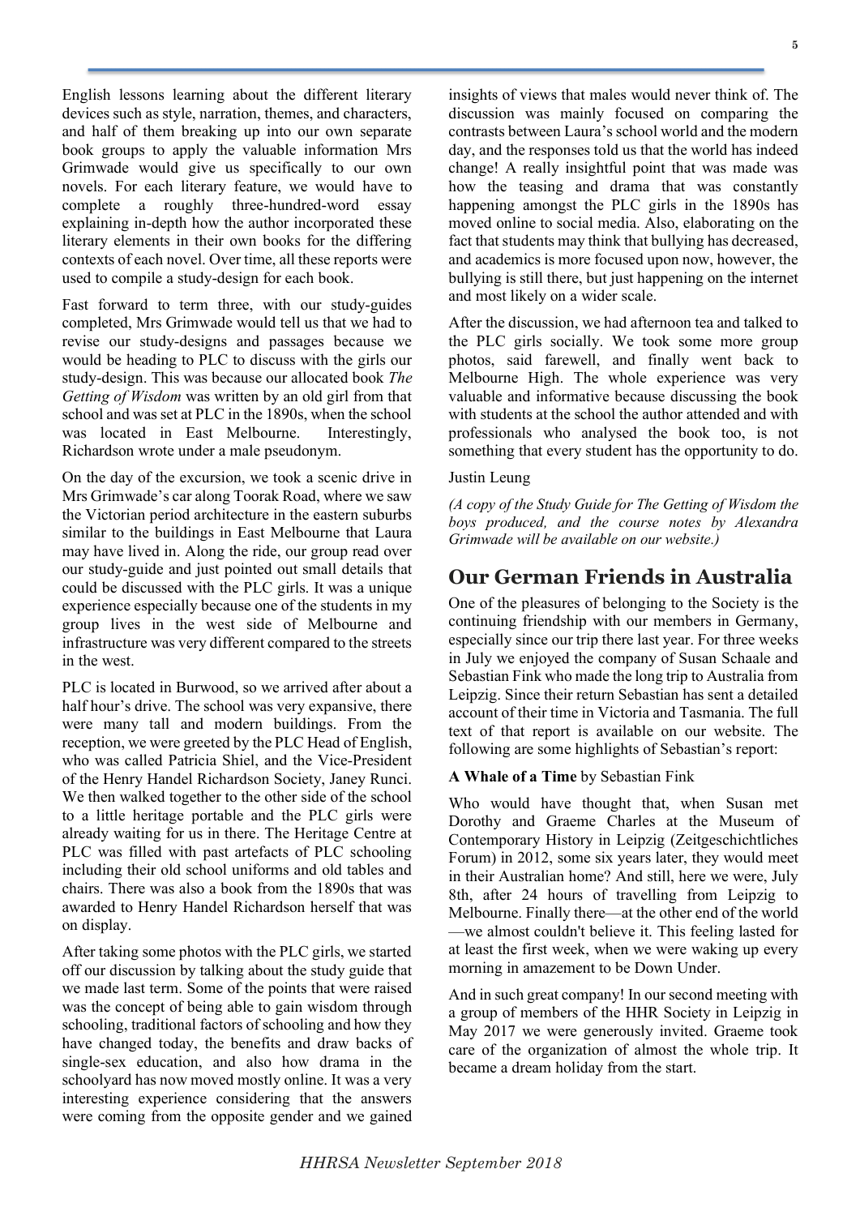English lessons learning about the different literary devices such as style, narration, themes, and characters, and half of them breaking up into our own separate book groups to apply the valuable information Mrs Grimwade would give us specifically to our own novels. For each literary feature, we would have to complete a roughly three-hundred-word essay explaining in-depth how the author incorporated these literary elements in their own books for the differing contexts of each novel. Over time, all these reports were used to compile a study-design for each book.

Fast forward to term three, with our study-guides completed, Mrs Grimwade would tell us that we had to revise our study-designs and passages because we would be heading to PLC to discuss with the girls our study-design. This was because our allocated book *The Getting of Wisdom* was written by an old girl from that school and was set at PLC in the 1890s, when the school was located in East Melbourne. Interestingly, Richardson wrote under a male pseudonym.

On the day of the excursion, we took a scenic drive in Mrs Grimwade's car along Toorak Road, where we saw the Victorian period architecture in the eastern suburbs similar to the buildings in East Melbourne that Laura may have lived in. Along the ride, our group read over our study-guide and just pointed out small details that could be discussed with the PLC girls. It was a unique experience especially because one of the students in my group lives in the west side of Melbourne and infrastructure was very different compared to the streets in the west.

PLC is located in Burwood, so we arrived after about a half hour's drive. The school was very expansive, there were many tall and modern buildings. From the reception, we were greeted by the PLC Head of English, who was called Patricia Shiel, and the Vice-President of the Henry Handel Richardson Society, Janey Runci. We then walked together to the other side of the school to a little heritage portable and the PLC girls were already waiting for us in there. The Heritage Centre at PLC was filled with past artefacts of PLC schooling including their old school uniforms and old tables and chairs. There was also a book from the 1890s that was awarded to Henry Handel Richardson herself that was on display.

After taking some photos with the PLC girls, we started off our discussion by talking about the study guide that we made last term. Some of the points that were raised was the concept of being able to gain wisdom through schooling, traditional factors of schooling and how they have changed today, the benefits and draw backs of single-sex education, and also how drama in the schoolyard has now moved mostly online. It was a very interesting experience considering that the answers were coming from the opposite gender and we gained insights of views that males would never think of. The discussion was mainly focused on comparing the contrasts between Laura's school world and the modern day, and the responses told us that the world has indeed change! A really insightful point that was made was how the teasing and drama that was constantly happening amongst the PLC girls in the 1890s has moved online to social media. Also, elaborating on the fact that students may think that bullying has decreased, and academics is more focused upon now, however, the bullying is still there, but just happening on the internet and most likely on a wider scale.

After the discussion, we had afternoon tea and talked to the PLC girls socially. We took some more group photos, said farewell, and finally went back to Melbourne High. The whole experience was very valuable and informative because discussing the book with students at the school the author attended and with professionals who analysed the book too, is not something that every student has the opportunity to do.

Justin Leung

*(A copy of the Study Guide for The Getting of Wisdom the boys produced, and the course notes by Alexandra Grimwade will be available on our website.)*

## Our German Friends in Australia

One of the pleasures of belonging to the Society is the continuing friendship with our members in Germany, especially since our trip there last year. For three weeks in July we enjoyed the company of Susan Schaale and Sebastian Fink who made the long trip to Australia from Leipzig. Since their return Sebastian has sent a detailed account of their time in Victoria and Tasmania. The full text of that report is available on our website. The following are some highlights of Sebastian's report:

**A Whale of a Time** by Sebastian Fink

Who would have thought that, when Susan met Dorothy and Graeme Charles at the Museum of Contemporary History in Leipzig (Zeitgeschichtliches Forum) in 2012, some six years later, they would meet in their Australian home? And still, here we were, July 8th, after 24 hours of travelling from Leipzig to Melbourne. Finally there—at the other end of the world—we almost couldn't believe it. This feeling lasted for at least the first week, when we were waking up every morning in amazement to be Down Under.

And in such great company! In our second meeting with a group of members of the HHR Society in Leipzig in May 2017 we were generously invited. Graeme took care of the organization of almost the whole trip. It became a dream holiday from the start.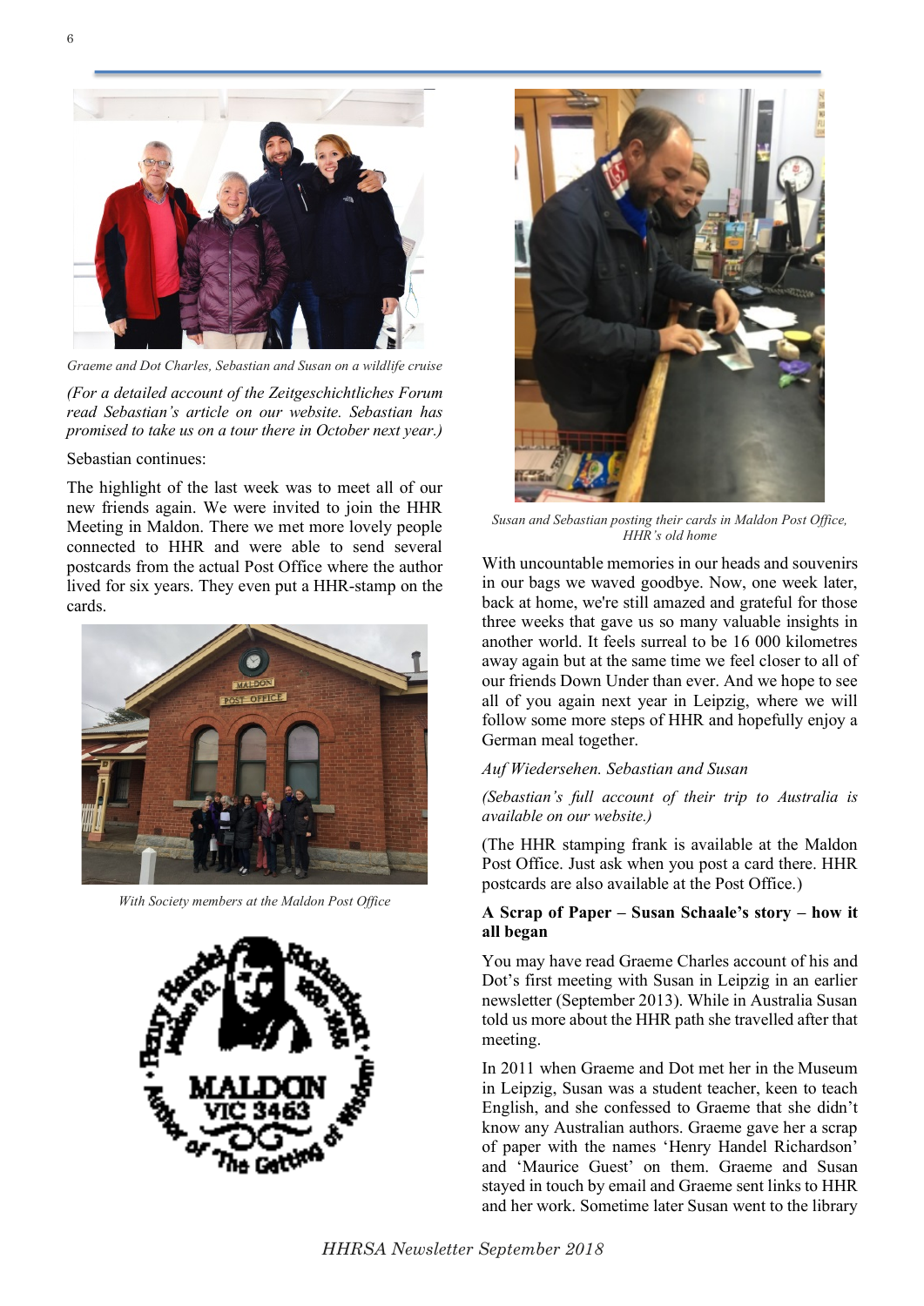Graeme and Dot Charles, Sebastian and Susan on a wildlife cruise

*(For a detailed account of the Zeitgeschichtliches Forum read Sebastian's article on our website. Sebastian has promised to take us on a tour there in October next year.)*

Sebastian continues:

The highlight of the last week was to meet all of our new friends again. We were invited to join the HHR Meeting in Maldon. There we met more lovely people connected to HHR and were able to send several postcards from the actual Post Office where the author lived for six years. They even put a HHR-stamp on the cards.

*With Society members at the Maldon Post Office*

*Susan and Sebastian posting their cards in Maldon Post Office, HHR's old home*

With uncountable memories in our heads and souvenirs in our bags we waved goodbye. Now, one week later, back at home, we're still amazed and grateful for those three weeks that gave us so many valuable insights in another world. It feels surreal to be 16 000 kilometres away again but at the same time we feel closer to all of our friends Down Under than ever. And we hope to see all of you again next year in Leipzig, where we will follow some more steps of HHR and hopefully enjoy a German meal together.

*Auf Wiedersehen. Sebastian and Susan*

*(Sebastian's full account of their trip to Australia is available on our website.)*

(The HHR stamping frank is available at the Maldon Post Office. Just ask when you post a card there. HHR postcards are also available at the Post Office.)

## A Scrap of Paper – Susan Schaale's story – how it all began

You may have read Graeme Charles account of his and Dot's first meeting with Susan in Leipzig in an earlier newsletter (September 2013). While in Australia Susan told us more about the HHR path she travelled after that meeting.

In 2011 when Graeme and Dot met her in the Museum in Leipzig, Susan was a student teacher, keen to teach English, and she confessed to Graeme that she didn't know any Australian authors. Graeme gave her a scrap of paper with the names 'Henry Handel Richardson' and 'Maurice Guest' on them. Graeme and Susan stayed in touch by email and Graeme sent links to HHR and her work. Sometime later Susan went to the library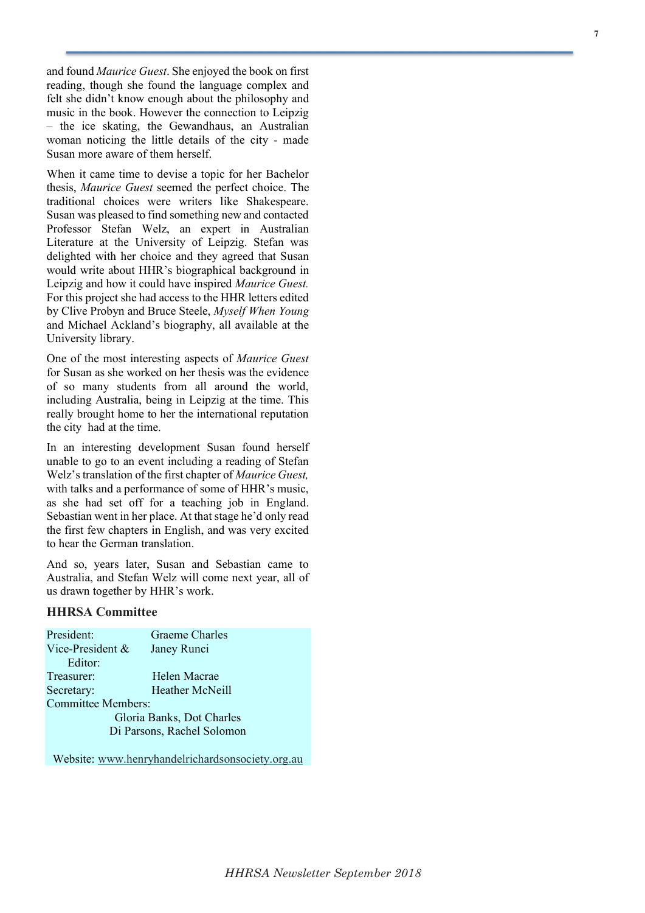and found *Maurice Guest*. She enjoyed the book on first reading, though she found the language complex and felt she didn't know enough about the philosophy and music in the book. However the connection to Leipzig – the ice skating, the Gewandhaus, an Australian woman noticing the little details of the city - made Susan more aware of them herself.

When it came time to devise a topic for her Bachelor thesis, *Maurice Guest* seemed the perfect choice. The traditional choices were writers like Shakespeare. Susan was pleased to find something new and contacted Professor Stefan Welz, an expert in Australian Literature at the University of Leipzig. Stefan was delighted with her choice and they agreed that Susan would write about HHR's biographical background in Leipzig and how it could have inspired *Maurice Guest.* For this project she had access to the HHR letters edited by Clive Probyn and Bruce Steele, *Myself When Young* and Michael Ackland's biography, all available at the University library.

One of the most interesting aspects of *Maurice Guest* for Susan as she worked on her thesis was the evidence of so many students from all around the world, including Australia, being in Leipzig at the time. This really brought home to her the international reputation the city had at the time.

In an interesting development Susan found herself unable to go to an event including a reading of Stefan Welz's translation of the first chapter of *Maurice Guest,* with talks and a performance of some of HHR's music, as she had set off for a teaching job in England. Sebastian went in her place. At that stage he'd only read the first few chapters in English, and was very excited to hear the German translation.

And so, years later, Susan and Sebastian came to Australia, and Stefan Welz will come next year, all of us drawn together by HHR's work.

### HHRSA Committee

| | |
|---|---|
| President: | Graeme Charles |
| Vice-President & Editor: | Janey Runci |
| Treasurer: | Helen Macrae |
| Secretary: | Heather McNeill |
| Committee Members: | |
| Gloria Banks, Dot Charles | |
| Di Parsons, Rachel Solomon | |

Website: www.henryhandelrichardsonsociety.org.au